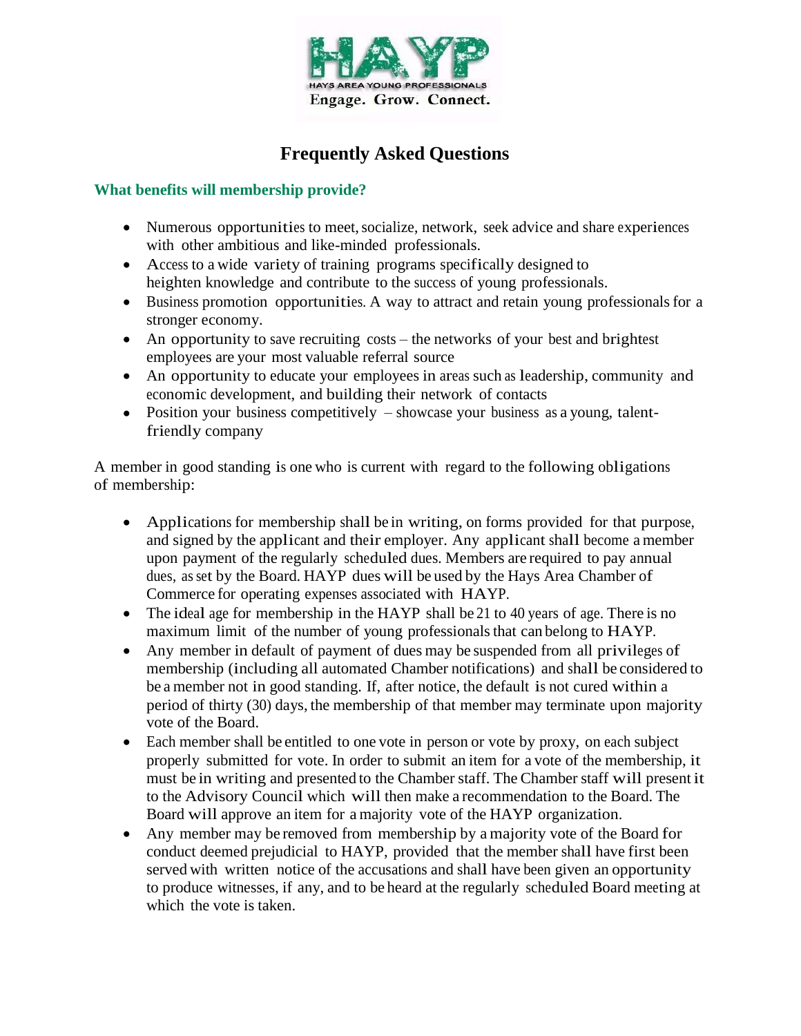HAYP

HAYS AREA YOUNG PROFESSIONALS

Engage. Grow. Connect.

# Frequently Asked Questions

### What benefits will membership provide?

- Numerous opportunities to meet, socialize, network, seek advice and share experiences with other ambitious and like-minded professionals.
- Access to a wide variety of training programs specifically designed to heighten knowledge and contribute to the success of young professionals.
- Business promotion opportunities. A way to attract and retain young professionals for a stronger economy.
- An opportunity to save recruiting costs – the networks of your best and brightest employees are your most valuable referral source
- An opportunity to educate your employees in areas such as leadership, community and economic development, and building their network of contacts
- Position your business competitively – showcase your business as a young, talent-friendly company

A member in good standing is one who is current with regard to the following obligations of membership:

- Applications for membership shall be in writing, on forms provided for that purpose, and signed by the applicant and their employer. Any applicant shall become a member upon payment of the regularly scheduled dues. Members are required to pay annual dues, as set by the Board. HAYP dues will be used by the Hays Area Chamber of Commerce for operating expenses associated with HAYP.
- The ideal age for membership in the HAYP shall be 21 to 40 years of age. There is no maximum limit of the number of young professionals that can belong to HAYP.
- Any member in default of payment of dues may be suspended from all privileges of membership (including all automated Chamber notifications) and shall be considered to be a member not in good standing. If, after notice, the default is not cured within a period of thirty (30) days, the membership of that member may terminate upon majority vote of the Board.
- Each member shall be entitled to one vote in person or vote by proxy, on each subject properly submitted for vote. In order to submit an item for a vote of the membership, it must be in writing and presented to the Chamber staff. The Chamber staff will present it to the Advisory Council which will then make a recommendation to the Board. The Board will approve an item for a majority vote of the HAYP organization.
- Any member may be removed from membership by a majority vote of the Board for conduct deemed prejudicial to HAYP, provided that the member shall have first been served with written notice of the accusations and shall have been given an opportunity to produce witnesses, if any, and to be heard at the regularly scheduled Board meeting at which the vote is taken.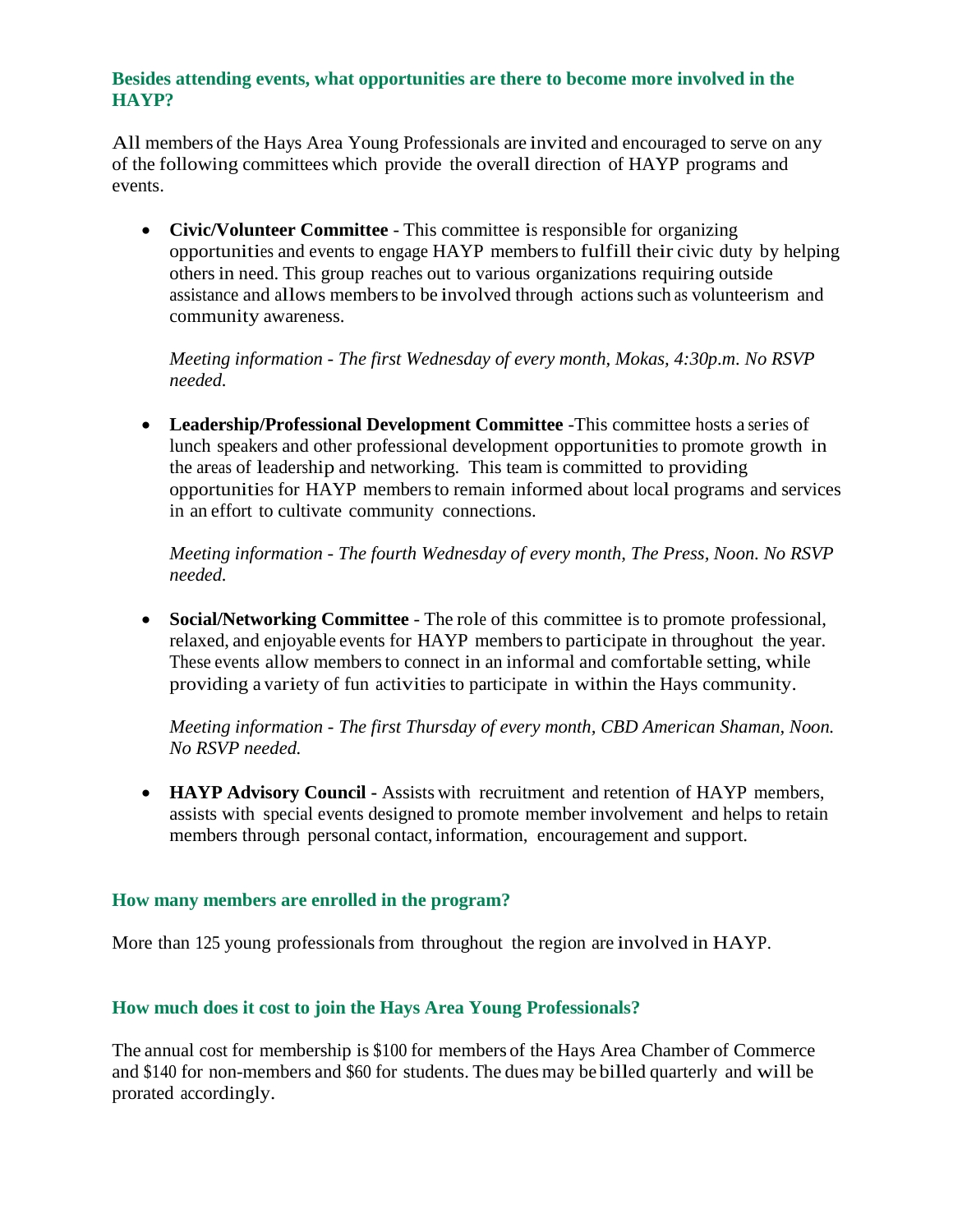### Besides attending events, what opportunities are there to become more involved in the HAYP?

All members of the Hays Area Young Professionals are invited and encouraged to serve on any of the following committees which provide the overall direction of HAYP programs and events.

- **Civic/Volunteer Committee** - This committee is responsible for organizing opportunities and events to engage HAYP members to fulfill their civic duty by helping others in need. This group reaches out to various organizations requiring outside assistance and allows members to be involved through actions such as volunteerism and community awareness.

  *Meeting information - The first Wednesday of every month, Mokas, 4:30p.m. No RSVP needed.*

- **Leadership/Professional Development Committee** -This committee hosts a series of lunch speakers and other professional development opportunities to promote growth in the areas of leadership and networking. This team is committed to providing opportunities for HAYP members to remain informed about local programs and services in an effort to cultivate community connections.

  *Meeting information - The fourth Wednesday of every month, The Press, Noon. No RSVP needed.*

- **Social/Networking Committee** - The role of this committee is to promote professional, relaxed, and enjoyable events for HAYP members to participate in throughout the year. These events allow members to connect in an informal and comfortable setting, while providing a variety of fun activities to participate in within the Hays community.

  *Meeting information - The first Thursday of every month, CBD American Shaman, Noon. No RSVP needed.*

- **HAYP Advisory Council -** Assists with recruitment and retention of HAYP members, assists with special events designed to promote member involvement and helps to retain members through personal contact, information, encouragement and support.

### How many members are enrolled in the program?

More than 125 young professionals from throughout the region are involved in HAYP.

### How much does it cost to join the Hays Area Young Professionals?

The annual cost for membership is $100 for members of the Hays Area Chamber of Commerce and $140 for non-members and $60 for students. The dues may be billed quarterly and will be prorated accordingly.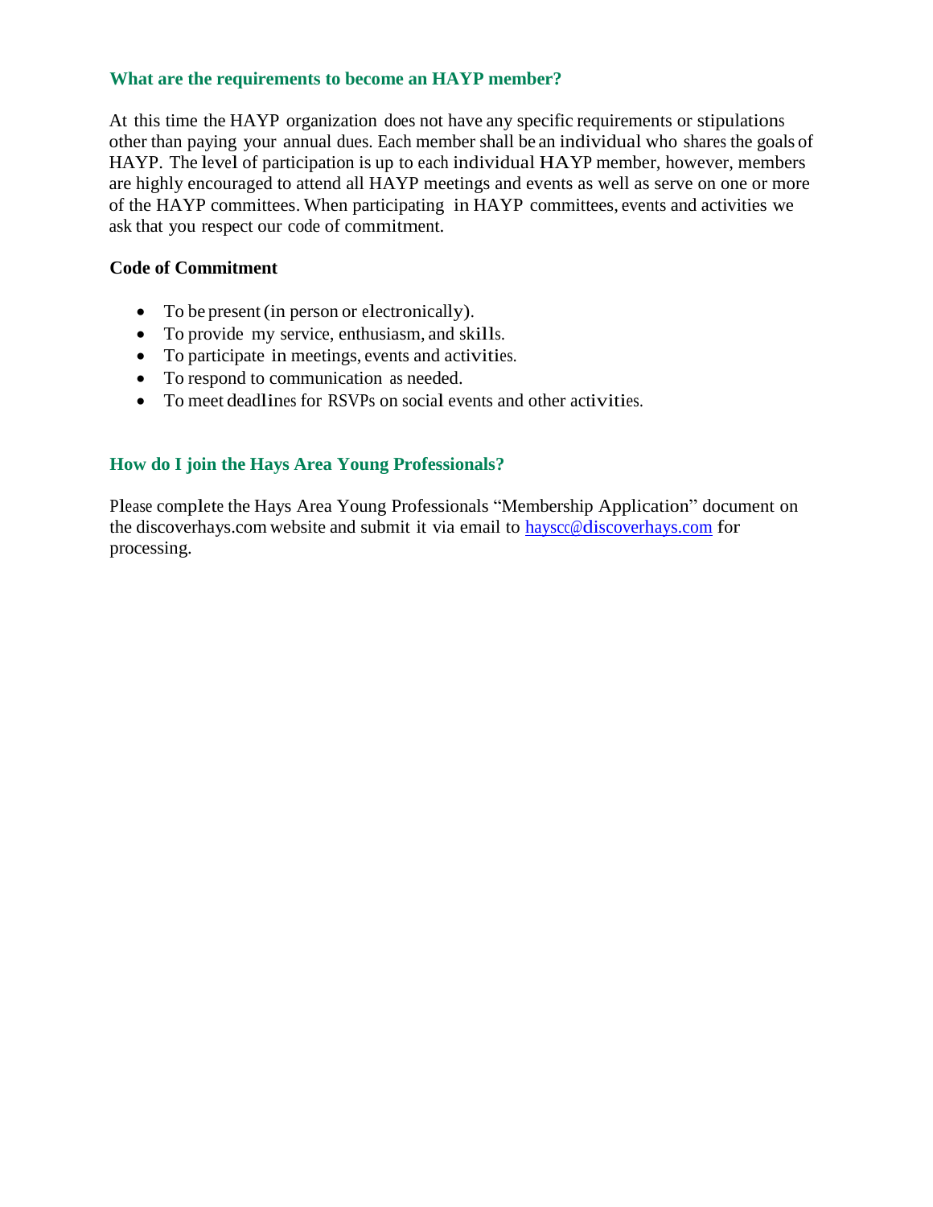### What are the requirements to become an HAYP member?

At this time the HAYP organization does not have any specific requirements or stipulations other than paying your annual dues. Each member shall be an individual who shares the goals of HAYP. The level of participation is up to each individual HAYP member, however, members are highly encouraged to attend all HAYP meetings and events as well as serve on one or more of the HAYP committees. When participating in HAYP committees, events and activities we ask that you respect our code of commitment.

**Code of Commitment**

- To be present (in person or electronically).
- To provide my service, enthusiasm, and skills.
- To participate in meetings, events and activities.
- To respond to communication as needed.
- To meet deadlines for RSVPs on social events and other activities.

### How do I join the Hays Area Young Professionals?

Please complete the Hays Area Young Professionals "Membership Application" document on the discoverhays.com website and submit it via email to [hayscc@discoverhays.com](mailto:hayscc@discoverhays.com) for processing.